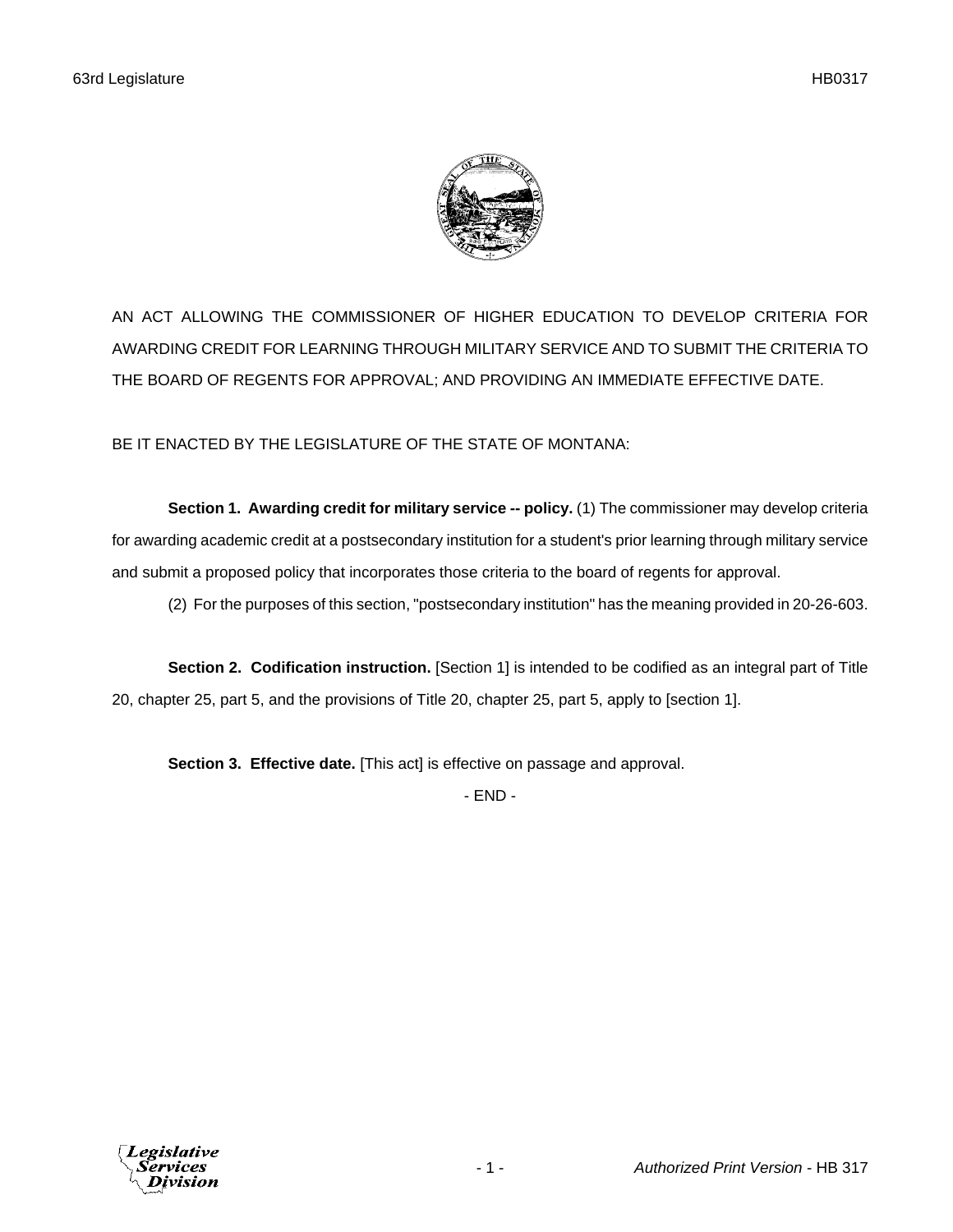AN ACT ALLOWING THE COMMISSIONER OF HIGHER EDUCATION TO DEVELOP CRITERIA FOR AWARDING CREDIT FOR LEARNING THROUGH MILITARY SERVICE AND TO SUBMIT THE CRITERIA TO THE BOARD OF REGENTS FOR APPROVAL; AND PROVIDING AN IMMEDIATE EFFECTIVE DATE.

BE IT ENACTED BY THE LEGISLATURE OF THE STATE OF MONTANA:

**Section 1. Awarding credit for military service -- policy.** (1) The commissioner may develop criteria for awarding academic credit at a postsecondary institution for a student's prior learning through military service and submit a proposed policy that incorporates those criteria to the board of regents for approval.

(2) For the purposes of this section, "postsecondary institution" has the meaning provided in 20-26-603.

**Section 2. Codification instruction.** [Section 1] is intended to be codified as an integral part of Title 20, chapter 25, part 5, and the provisions of Title 20, chapter 25, part 5, apply to [section 1].

**Section 3. Effective date.** [This act] is effective on passage and approval.

- END -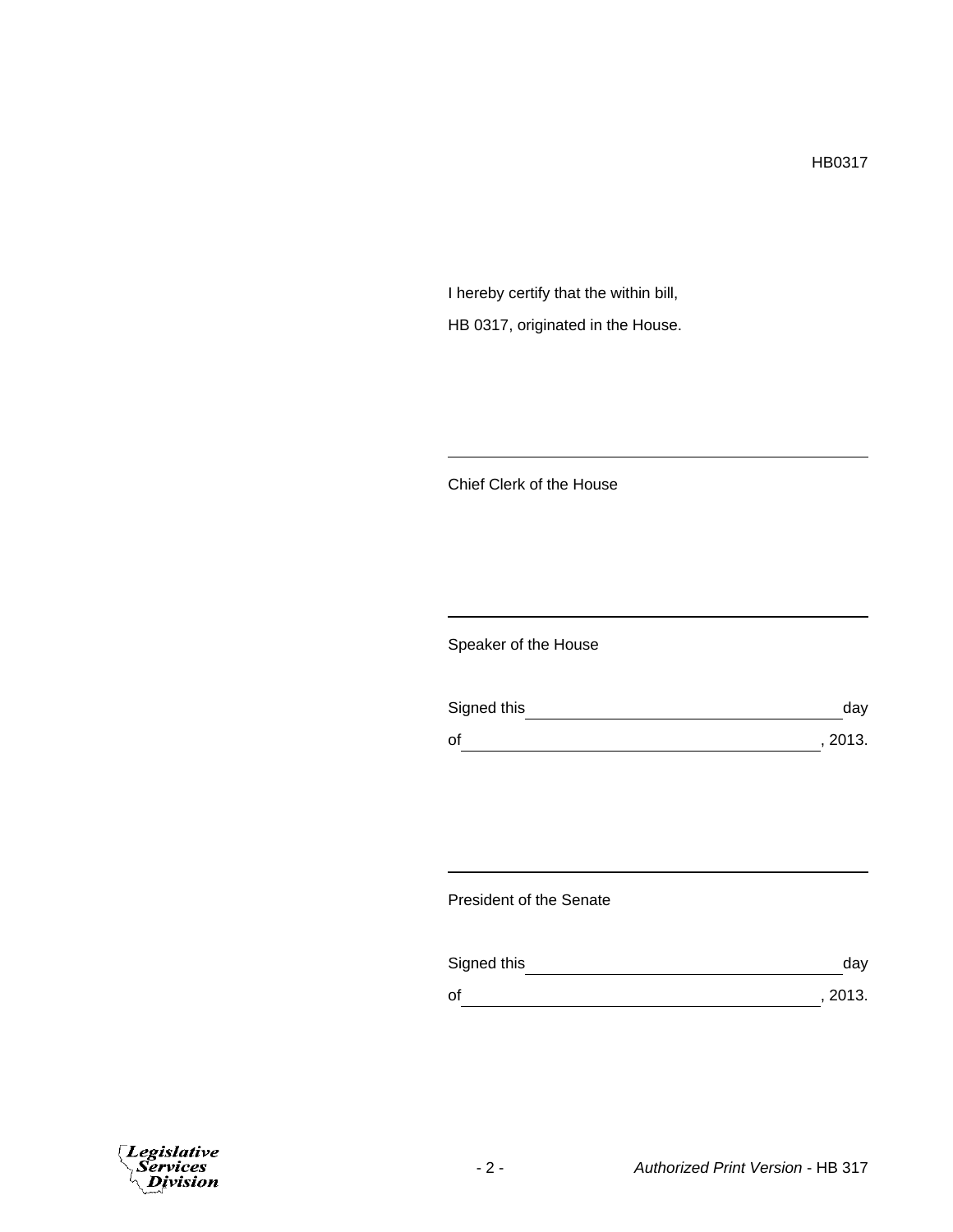HB0317

I hereby certify that the within bill,

HB 0317, originated in the House.

\_\_\_\_\_\_\_\_\_\_\_\_\_\_\_\_\_\_\_\_\_\_\_\_\_\_\_\_\_\_\_\_\_\_\_\_\_\_\_\_

Chief Clerk of the House

\_\_\_\_\_\_\_\_\_\_\_\_\_\_\_\_\_\_\_\_\_\_\_\_\_\_\_\_\_\_\_\_\_\_\_\_\_\_\_\_

Speaker of the House

Signed this \_\_\_\_\_\_\_\_\_\_\_\_\_\_\_\_\_\_\_\_\_\_\_\_\_\_\_\_\_\_ day

of \_\_\_\_\_\_\_\_\_\_\_\_\_\_\_\_\_\_\_\_\_\_\_\_\_\_\_\_\_\_\_\_\_\_\_\_, 2013.

\_\_\_\_\_\_\_\_\_\_\_\_\_\_\_\_\_\_\_\_\_\_\_\_\_\_\_\_\_\_\_\_\_\_\_\_\_\_\_\_

President of the Senate

Signed this \_\_\_\_\_\_\_\_\_\_\_\_\_\_\_\_\_\_\_\_\_\_\_\_\_\_\_\_\_\_ day

of \_\_\_\_\_\_\_\_\_\_\_\_\_\_\_\_\_\_\_\_\_\_\_\_\_\_\_\_\_\_\_\_\_\_\_\_, 2013.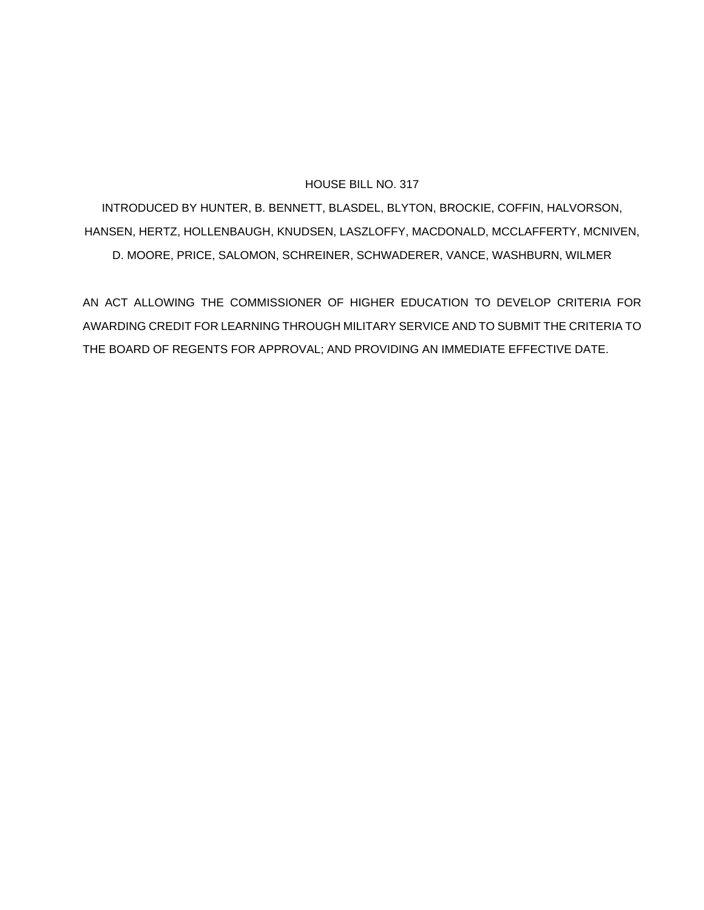HOUSE BILL NO. 317

INTRODUCED BY HUNTER, B. BENNETT, BLASDEL, BLYTON, BROCKIE, COFFIN, HALVORSON, HANSEN, HERTZ, HOLLENBAUGH, KNUDSEN, LASZLOFFY, MACDONALD, MCCLAFFERTY, MCNIVEN, D. MOORE, PRICE, SALOMON, SCHREINER, SCHWADERER, VANCE, WASHBURN, WILMER

AN ACT ALLOWING THE COMMISSIONER OF HIGHER EDUCATION TO DEVELOP CRITERIA FOR AWARDING CREDIT FOR LEARNING THROUGH MILITARY SERVICE AND TO SUBMIT THE CRITERIA TO THE BOARD OF REGENTS FOR APPROVAL; AND PROVIDING AN IMMEDIATE EFFECTIVE DATE.